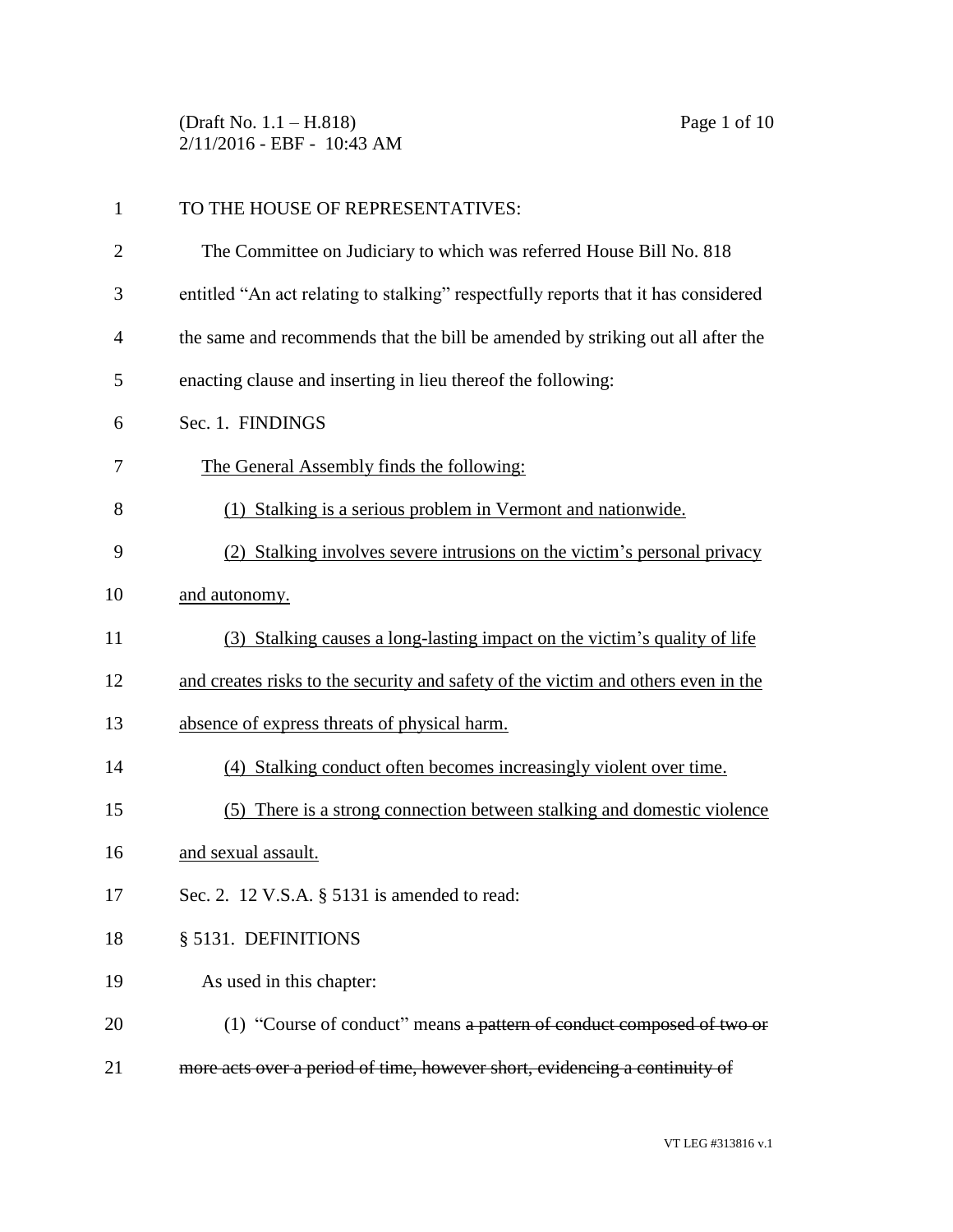TO THE HOUSE OF REPRESENTATIVES:

The Committee on Judiciary to which was referred House Bill No. 818 entitled "An act relating to stalking" respectfully reports that it has considered the same and recommends that the bill be amended by striking out all after the enacting clause and inserting in lieu thereof the following:

Sec. 1. FINDINGS

<u>The General Assembly finds the following:</u>

<u>(1) Stalking is a serious problem in Vermont and nationwide.</u>

<u>(2) Stalking involves severe intrusions on the victim's personal privacy and autonomy.</u>

<u>(3) Stalking causes a long-lasting impact on the victim's quality of life and creates risks to the security and safety of the victim and others even in the absence of express threats of physical harm.</u>

<u>(4) Stalking conduct often becomes increasingly violent over time.</u>

<u>(5) There is a strong connection between stalking and domestic violence and sexual assault.</u>

Sec. 2. 12 V.S.A. § 5131 is amended to read:

§ 5131. DEFINITIONS

As used in this chapter:

(1) "Course of conduct" means ~~a pattern of conduct composed of two or more acts over a period of time, however short, evidencing a continuity of~~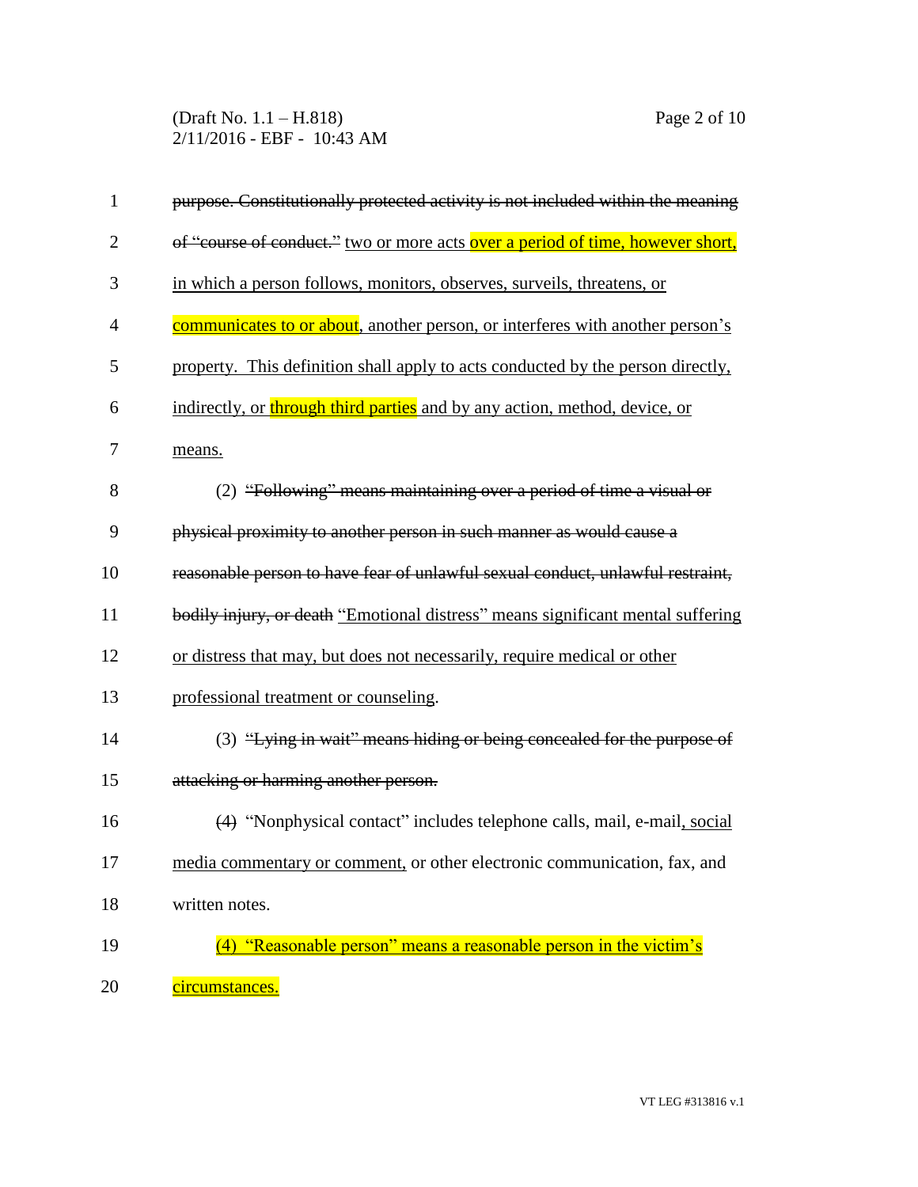~~purpose. Constitutionally protected activity is not included within the meaning of "course of conduct."~~ two or more acts over a period of time, however short, in which a person follows, monitors, observes, surveils, threatens, or communicates to or about, another person, or interferes with another person's property. This definition shall apply to acts conducted by the person directly, indirectly, or through third parties and by any action, method, device, or means.

(2) ~~"Following" means maintaining over a period of time a visual or physical proximity to another person in such manner as would cause a reasonable person to have fear of unlawful sexual conduct, unlawful restraint, bodily injury, or death~~ "Emotional distress" means significant mental suffering or distress that may, but does not necessarily, require medical or other professional treatment or counseling.

(3) ~~"Lying in wait" means hiding or being concealed for the purpose of attacking or harming another person.~~

~~(4)~~ "Nonphysical contact" includes telephone calls, mail, e-mail, social media commentary or comment, or other electronic communication, fax, and written notes.

(4) "Reasonable person" means a reasonable person in the victim's circumstances.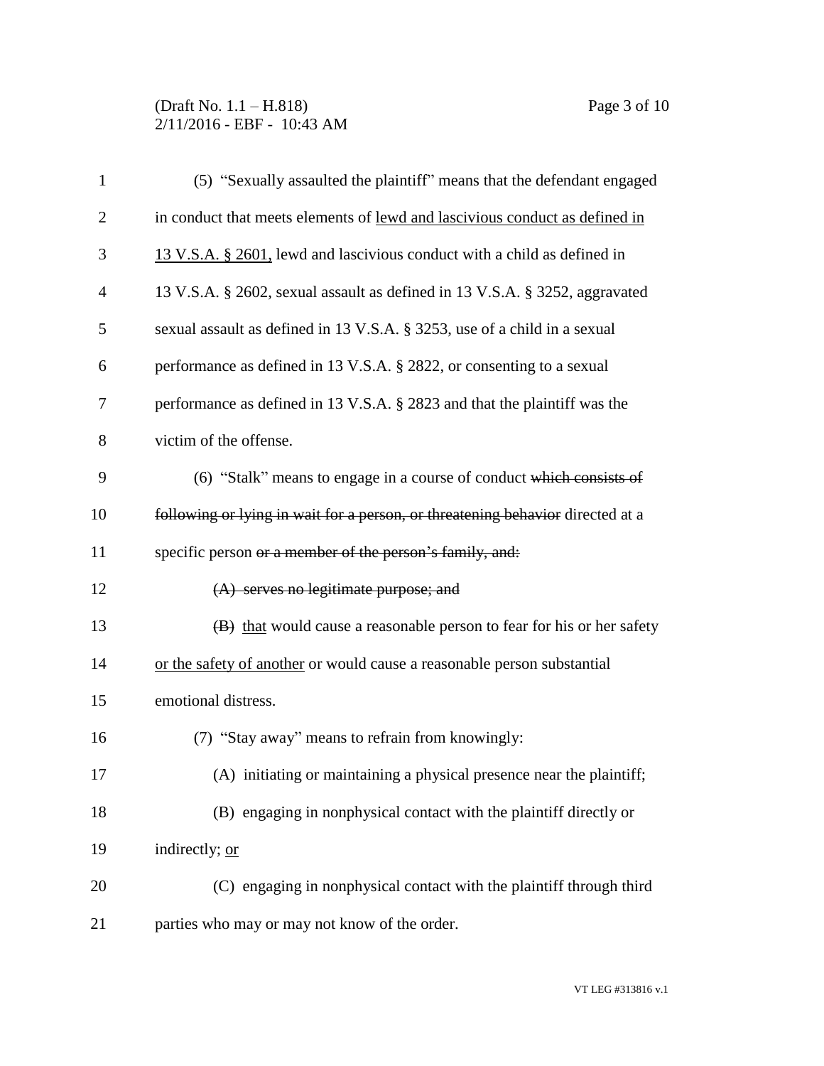(5) "Sexually assaulted the plaintiff" means that the defendant engaged in conduct that meets elements of <u>lewd and lascivious conduct as defined in 13 V.S.A. § 2601,</u> lewd and lascivious conduct with a child as defined in 13 V.S.A. § 2602, sexual assault as defined in 13 V.S.A. § 3252, aggravated sexual assault as defined in 13 V.S.A. § 3253, use of a child in a sexual performance as defined in 13 V.S.A. § 2822, or consenting to a sexual performance as defined in 13 V.S.A. § 2823 and that the plaintiff was the victim of the offense.

(6) "Stalk" means to engage in a course of conduct ~~which consists of following or lying in wait for a person, or threatening behavior~~ directed at a specific person ~~or a member of the person's family, and:~~

~~(A) serves no legitimate purpose; and~~

~~(B)~~ <u>that</u> would cause a reasonable person to fear for his or her safety <u>or the safety of another</u> or would cause a reasonable person substantial emotional distress.

(7) "Stay away" means to refrain from knowingly:

(A) initiating or maintaining a physical presence near the plaintiff;

(B) engaging in nonphysical contact with the plaintiff directly or indirectly; <u>or</u>

(C) engaging in nonphysical contact with the plaintiff through third parties who may or may not know of the order.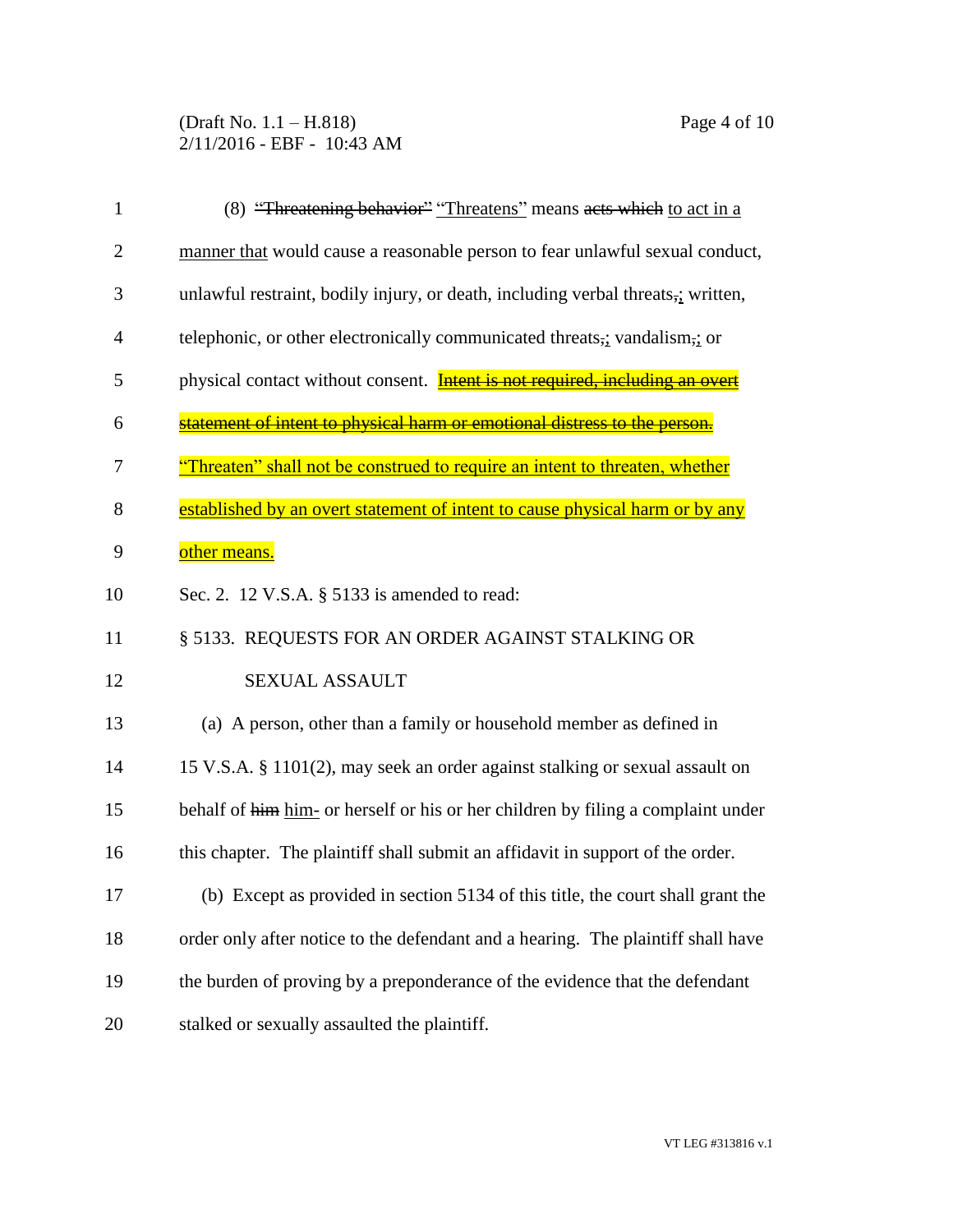(8) ~~"Threatening behavior"~~ <u>"Threatens"</u> means ~~acts which~~ <u>to act in a manner that</u> would cause a reasonable person to fear unlawful sexual conduct, unlawful restraint, bodily injury, or death, including verbal threats~~,~~<u>;</u> written, telephonic, or other electronically communicated threats~~,~~<u>;</u> vandalism~~,~~<u>;</u> or physical contact without consent. ~~Intent is not required, including an overt statement of intent to physical harm or emotional distress to the person.~~ <u>"Threaten" shall not be construed to require an intent to threaten, whether established by an overt statement of intent to cause physical harm or by any other means.</u>

Sec. 2. 12 V.S.A. § 5133 is amended to read:

§ 5133. REQUESTS FOR AN ORDER AGAINST STALKING OR SEXUAL ASSAULT

(a) A person, other than a family or household member as defined in 15 V.S.A. § 1101(2), may seek an order against stalking or sexual assault on behalf of ~~him~~ <u>him-</u> or herself or his or her children by filing a complaint under this chapter. The plaintiff shall submit an affidavit in support of the order.

(b) Except as provided in section 5134 of this title, the court shall grant the order only after notice to the defendant and a hearing. The plaintiff shall have the burden of proving by a preponderance of the evidence that the defendant stalked or sexually assaulted the plaintiff.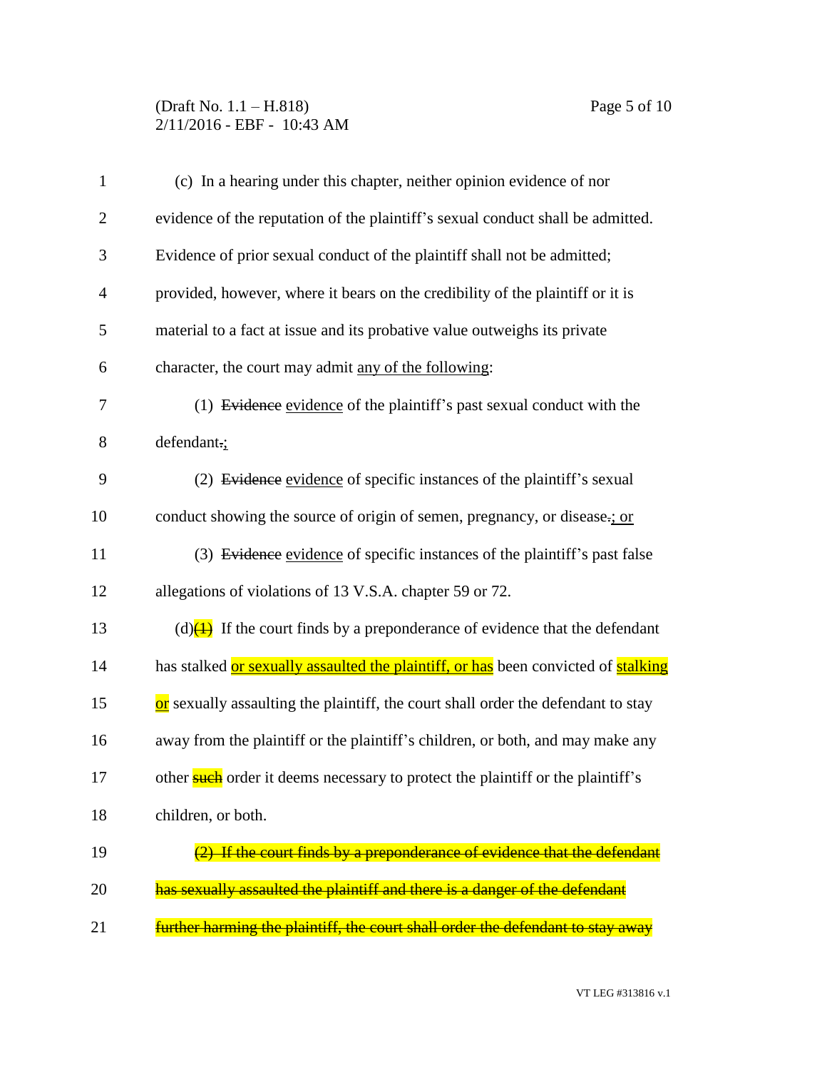(c) In a hearing under this chapter, neither opinion evidence of nor evidence of the reputation of the plaintiff's sexual conduct shall be admitted. Evidence of prior sexual conduct of the plaintiff shall not be admitted; provided, however, where it bears on the credibility of the plaintiff or it is material to a fact at issue and its probative value outweighs its private character, the court may admit <u>any of the following</u>:

(1) ~~Evidence~~ <u>evidence</u> of the plaintiff's past sexual conduct with the defendant~~.~~<u>;</u>

(2) ~~Evidence~~ <u>evidence</u> of specific instances of the plaintiff's sexual conduct showing the source of origin of semen, pregnancy, or disease~~.~~<u>; or</u>

(3) ~~Evidence~~ <u>evidence</u> of specific instances of the plaintiff's past false allegations of violations of 13 V.S.A. chapter 59 or 72.

(d)~~(1)~~ If the court finds by a preponderance of evidence that the defendant has stalked <u>or sexually assaulted the plaintiff, or has</u> been convicted of <u>stalking or</u> sexually assaulting the plaintiff, the court shall order the defendant to stay away from the plaintiff or the plaintiff's children, or both, and may make any other ~~such~~ order it deems necessary to protect the plaintiff or the plaintiff's children, or both.

~~(2) If the court finds by a preponderance of evidence that the defendant has sexually assaulted the plaintiff and there is a danger of the defendant further harming the plaintiff, the court shall order the defendant to stay away~~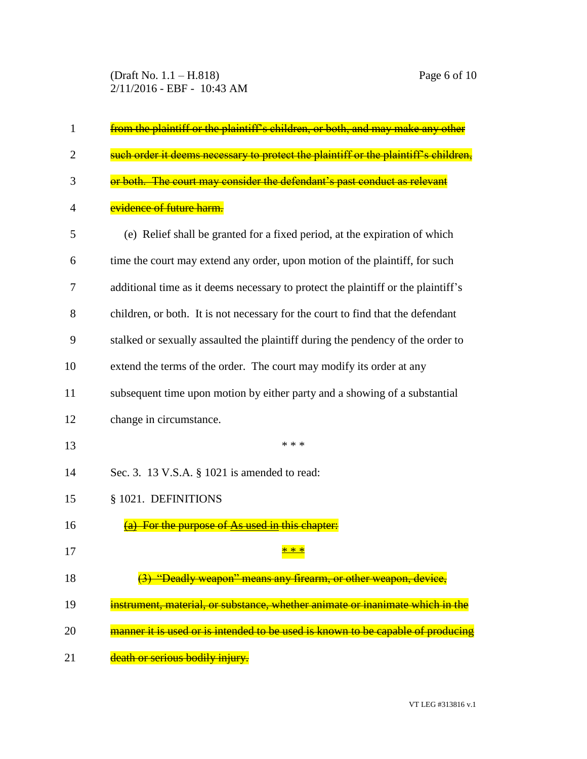~~from the plaintiff or the plaintiff's children, or both, and may make any other such order it deems necessary to protect the plaintiff or the plaintiff's children, or both. The court may consider the defendant's past conduct as relevant evidence of future harm.~~

(e) Relief shall be granted for a fixed period, at the expiration of which time the court may extend any order, upon motion of the plaintiff, for such additional time as it deems necessary to protect the plaintiff or the plaintiff's children, or both. It is not necessary for the court to find that the defendant stalked or sexually assaulted the plaintiff during the pendency of the order to extend the terms of the order. The court may modify its order at any subsequent time upon motion by either party and a showing of a substantial change in circumstance.

\* \* \*

Sec. 3. 13 V.S.A. § 1021 is amended to read:

§ 1021. DEFINITIONS

~~(a) For the purpose of~~ <u>As used in</u> ~~this chapter:~~

<u>\* \* \*</u>

~~(3) "Deadly weapon" means any firearm, or other weapon, device, instrument, material, or substance, whether animate or inanimate which in the manner it is used or is intended to be used is known to be capable of producing death or serious bodily injury.~~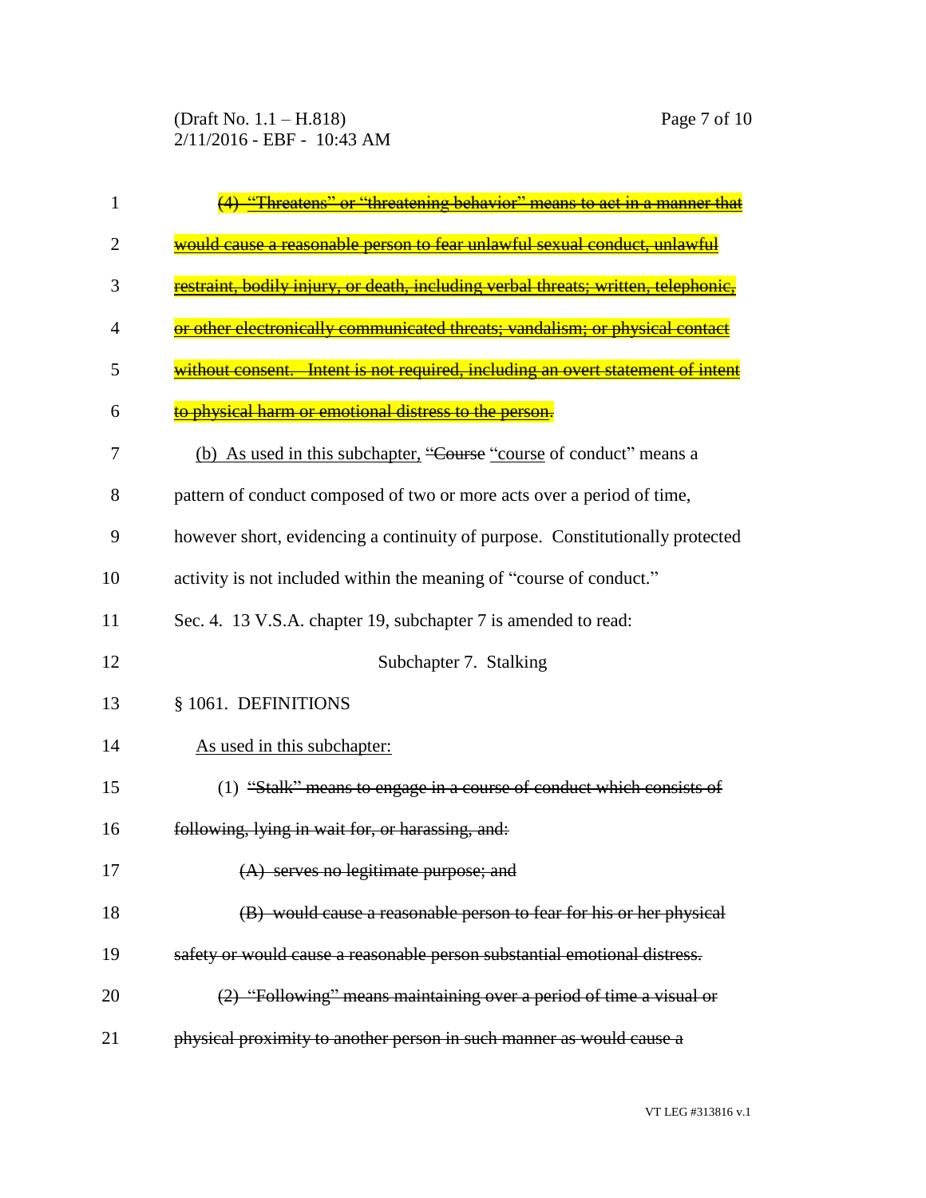~~(4) "Threatens" or "threatening behavior" means to act in a manner that would cause a reasonable person to fear unlawful sexual conduct, unlawful restraint, bodily injury, or death, including verbal threats; written, telephonic, or other electronically communicated threats; vandalism; or physical contact without consent. Intent is not required, including an overt statement of intent to physical harm or emotional distress to the person.~~

(b) As used in this subchapter, ~~"Course~~ "course of conduct" means a pattern of conduct composed of two or more acts over a period of time, however short, evidencing a continuity of purpose. Constitutionally protected activity is not included within the meaning of "course of conduct."

Sec. 4. 13 V.S.A. chapter 19, subchapter 7 is amended to read:

Subchapter 7. Stalking

§ 1061. DEFINITIONS

As used in this subchapter:

(1) ~~"Stalk" means to engage in a course of conduct which consists of following, lying in wait for, or harassing, and:~~

~~(A) serves no legitimate purpose; and~~

~~(B) would cause a reasonable person to fear for his or her physical safety or would cause a reasonable person substantial emotional distress.~~

~~(2) "Following" means maintaining over a period of time a visual or physical proximity to another person in such manner as would cause a~~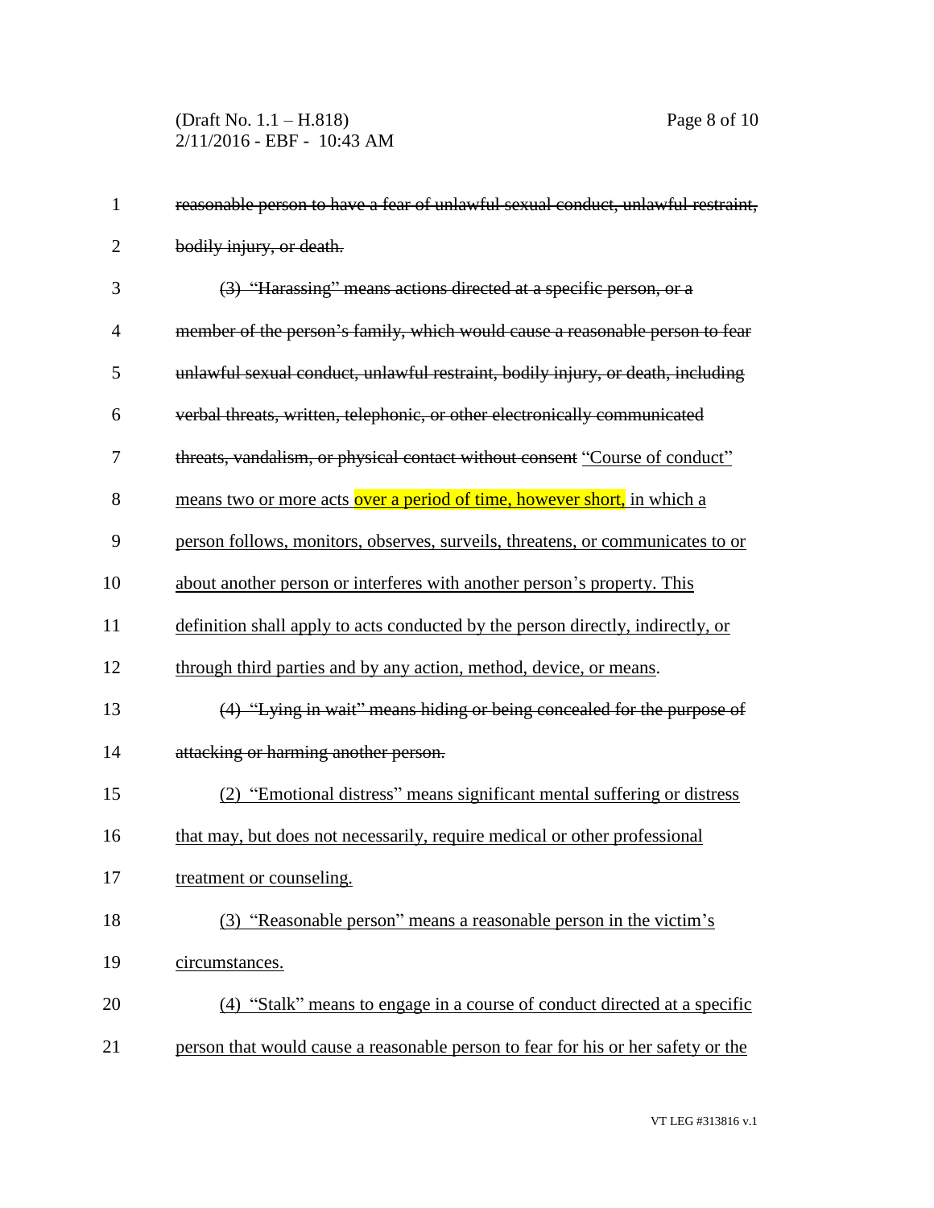~~reasonable person to have a fear of unlawful sexual conduct, unlawful restraint, bodily injury, or death.~~

~~(3) "Harassing" means actions directed at a specific person, or a member of the person's family, which would cause a reasonable person to fear unlawful sexual conduct, unlawful restraint, bodily injury, or death, including verbal threats, written, telephonic, or other electronically communicated threats, vandalism, or physical contact without consent~~ <u>"Course of conduct" means two or more acts over a period of time, however short, in which a person follows, monitors, observes, surveils, threatens, or communicates to or about another person or interferes with another person's property. This definition shall apply to acts conducted by the person directly, indirectly, or through third parties and by any action, method, device, or means</u>.

~~(4) "Lying in wait" means hiding or being concealed for the purpose of attacking or harming another person.~~

<u>(2) "Emotional distress" means significant mental suffering or distress that may, but does not necessarily, require medical or other professional treatment or counseling.</u>

<u>(3) "Reasonable person" means a reasonable person in the victim's circumstances.</u>

<u>(4) "Stalk" means to engage in a course of conduct directed at a specific person that would cause a reasonable person to fear for his or her safety or the</u>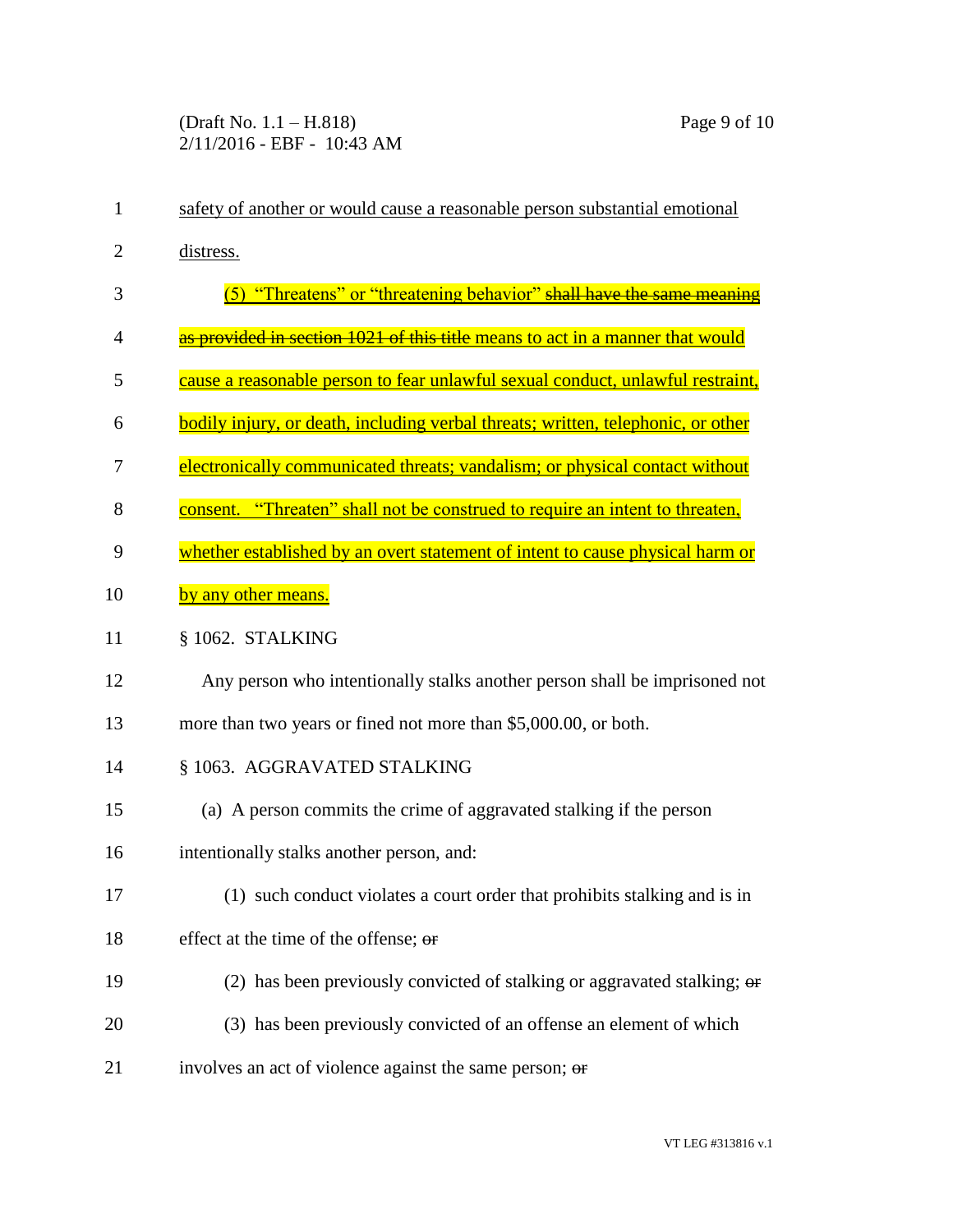safety of another or would cause a reasonable person substantial emotional distress.

(5) "Threatens" or "threatening behavior" ~~shall have the same meaning as provided in section 1021 of this title~~ means to act in a manner that would cause a reasonable person to fear unlawful sexual conduct, unlawful restraint, bodily injury, or death, including verbal threats; written, telephonic, or other electronically communicated threats; vandalism; or physical contact without consent. "Threaten" shall not be construed to require an intent to threaten, whether established by an overt statement of intent to cause physical harm or by any other means.

§ 1062. STALKING

Any person who intentionally stalks another person shall be imprisoned not more than two years or fined not more than $5,000.00, or both.

§ 1063. AGGRAVATED STALKING

(a) A person commits the crime of aggravated stalking if the person intentionally stalks another person, and:

(1) such conduct violates a court order that prohibits stalking and is in effect at the time of the offense; ~~or~~

(2) has been previously convicted of stalking or aggravated stalking; ~~or~~

(3) has been previously convicted of an offense an element of which involves an act of violence against the same person; ~~or~~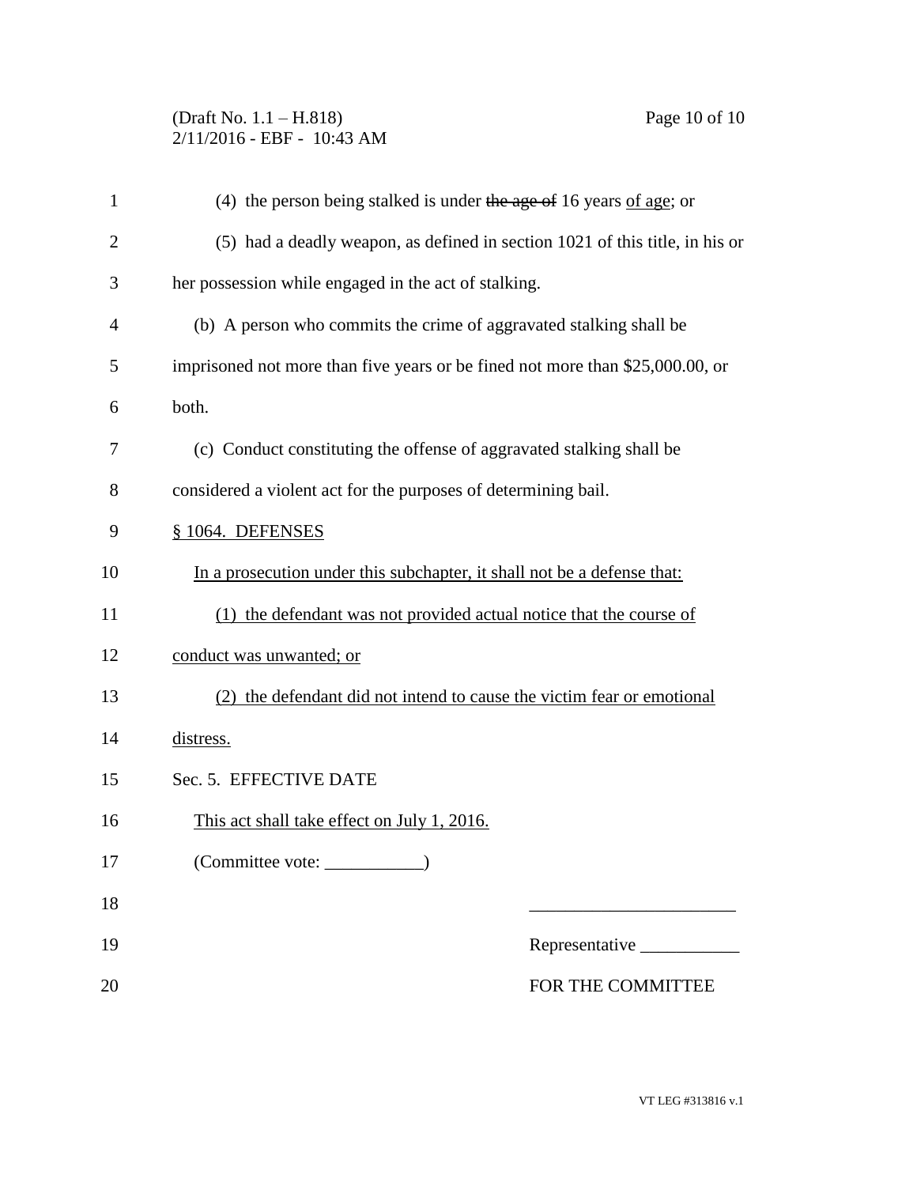(4) the person being stalked is under ~~the age of~~ 16 years <u>of age</u>; or

(5) had a deadly weapon, as defined in section 1021 of this title, in his or her possession while engaged in the act of stalking.

(b) A person who commits the crime of aggravated stalking shall be imprisoned not more than five years or be fined not more than $25,000.00, or both.

(c) Conduct constituting the offense of aggravated stalking shall be considered a violent act for the purposes of determining bail.

<u>§ 1064. DEFENSES</u>

<u>In a prosecution under this subchapter, it shall not be a defense that:</u>

<u>(1) the defendant was not provided actual notice that the course of conduct was unwanted; or</u>

<u>(2) the defendant did not intend to cause the victim fear or emotional distress.</u>

Sec. 5. EFFECTIVE DATE

<u>This act shall take effect on July 1, 2016.</u>

(Committee vote: ___________)

_______________________

Representative ___________

FOR THE COMMITTEE